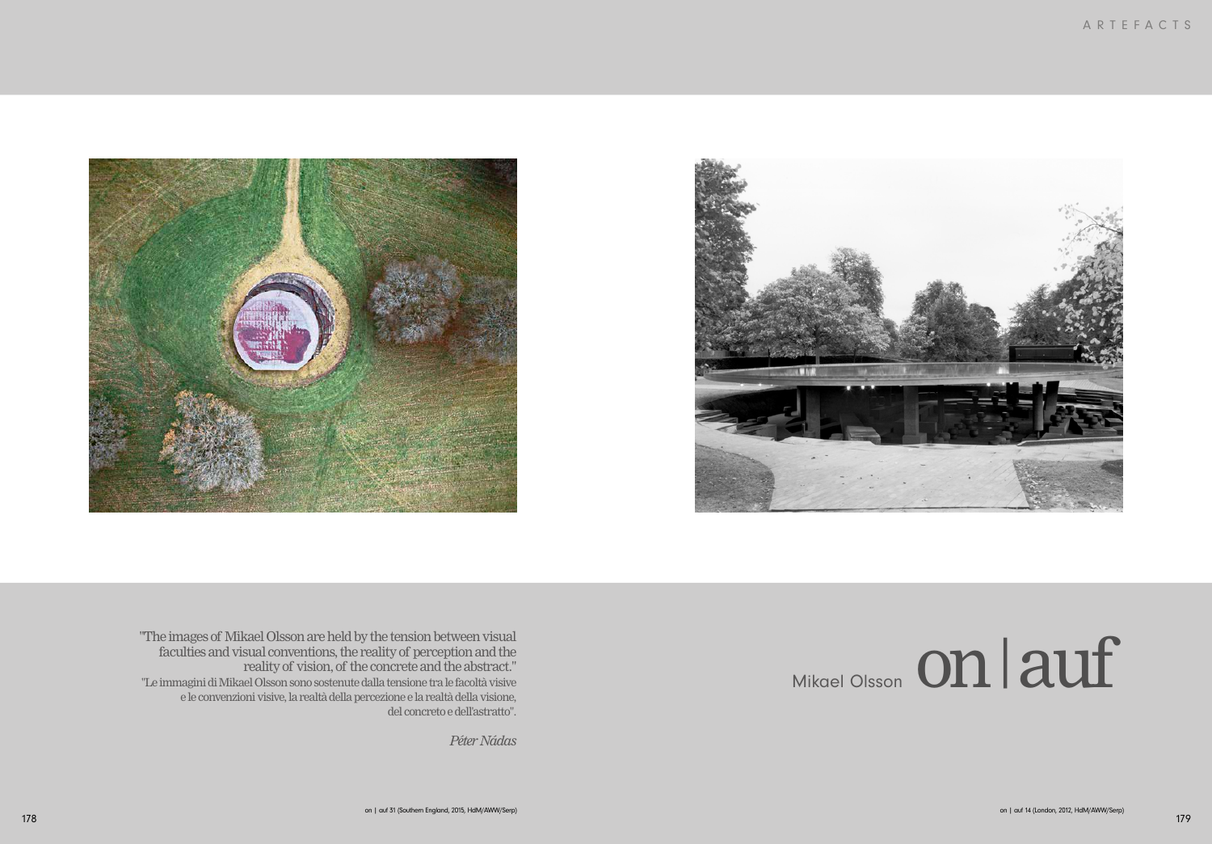# Mikael Olsson on | auf

"The images of Mikael Olsson are held by the tension between visual faculties and visual conventions, the reality of perception and the reality of vision, of the concrete and the abstract."

"Le immagini di Mikael Olsson sono sostenute dalla tensione tra le facoltà visive e le convenzioni visive, la realtà della percezione e la realtà della visione, del concreto e dell'astratto".

*Péter Nádas*

on | auf 31 (Southern England, 2015, HdM/AWW/Serp)

on | auf 14 (London, 2012, HdM/AWW/Serp)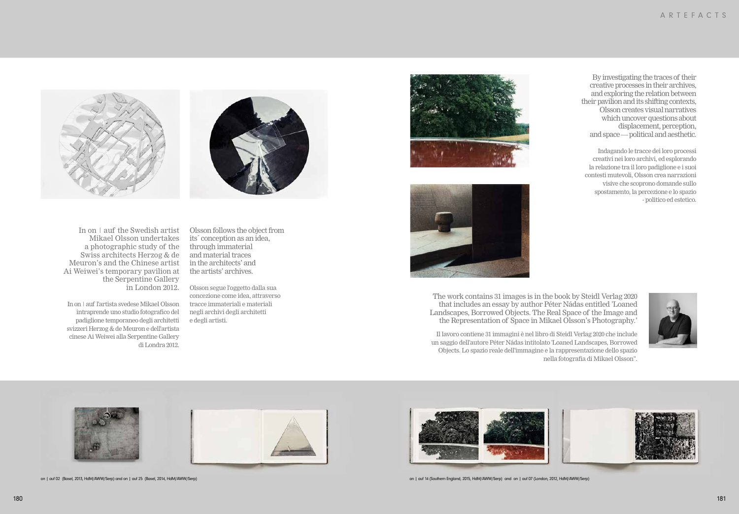In on | auf the Swedish artist Mikael Olsson undertakes a photographic study of the Swiss architects Herzog & de Meuron's and the Chinese artist Ai Weiwei's temporary pavilion at the Serpentine Gallery in London 2012.

In on | auf l'artista svedese Mikael Olsson intraprende uno studio fotografico del padiglione temporaneo degli architetti svizzeri Herzog & de Meuron e dell'artista cinese Ai Weiwei alla Serpentine Gallery di Londra 2012.

Olsson follows the object from its´ conception as an idea, through immaterial and material traces in the architects' and the artists' archives.

Olsson segue l'oggetto dalla sua concezione come idea, attraverso tracce immateriali e materiali negli archivi degli architetti e degli artisti.

By investigating the traces of their creative processes in their archives, and exploring the relation between their pavilion and its shifting contexts, Olsson creates visual narratives which uncover questions about displacement, perception, and space — political and aesthetic.

Indagando le tracce dei loro processi creativi nei loro archivi, ed esplorando la relazione tra il loro padiglione e i suoi contesti mutevoli, Olsson crea narrazioni visive che scoprono domande sullo spostamento, la percezione e lo spazio - politico ed estetico.

The work contains 31 images is in the book by Steidl Verlag 2020 that includes an essay by author Péter Nádas entitled 'Loaned Landscapes, Borrowed Objects. The Real Space of the Image and the Representation of Space in Mikael Olsson's Photography.'

Il lavoro contiene 31 immagini è nel libro di Steidl Verlag 2020 che include un saggio dell'autore Péter Nádas intitolato 'Loaned Landscapes, Borrowed Objects. Lo spazio reale dell'immagine e la rappresentazione dello spazio nella fotografia di Mikael Olsson".

on | auf 02 (Basel, 2013, HdM/AWW/Serp) and on | auf 25 (Basel, 2014, HdM/AWW/Serp)

on | auf 14 (Southern England, 2015, HdM/AWW/Serp) and on | auf 07 (London, 2012, HdM/AWW/Serp)